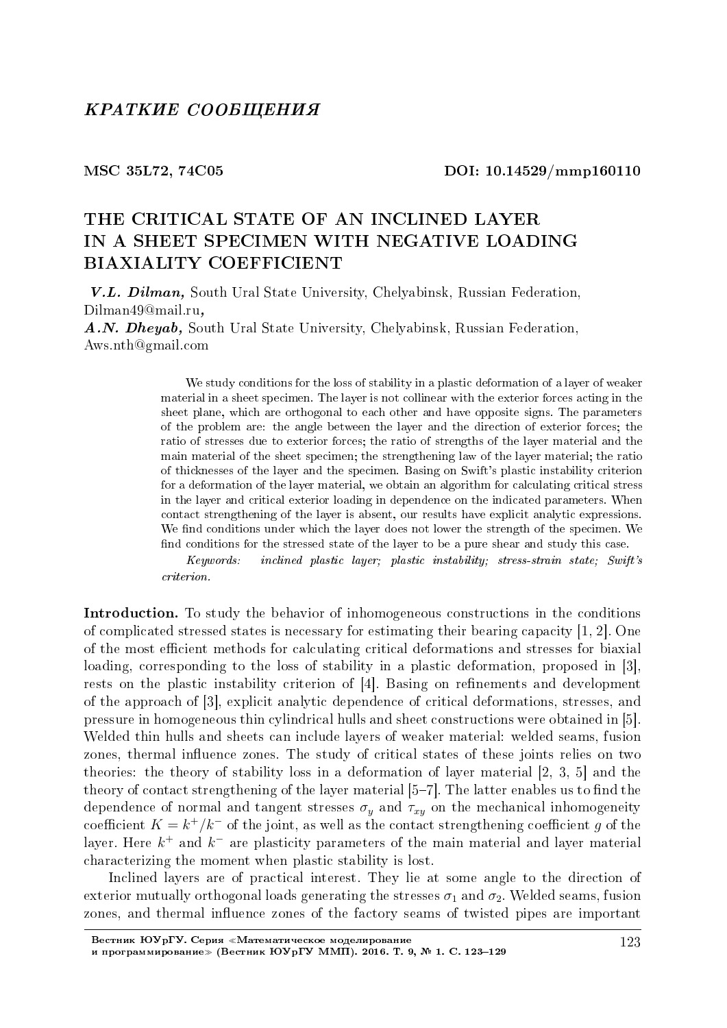## *КРАТКИЕ СООБЩЕНИЯ*

**MSC 35L72, 74C05** **DOI: 10.14529/mmp160110**

# THE CRITICAL STATE OF AN INCLINED LAYER IN A SHEET SPECIMEN WITH NEGATIVE LOADING BIAXIALITY COEFFICIENT

***V.L. Dilman,*** South Ural State University, Chelyabinsk, Russian Federation, Dilman49@mail.ru**,**
***A.N. Dheyab,*** South Ural State University, Chelyabinsk, Russian Federation, Aws.nth@gmail.com

We study conditions for the loss of stability in a plastic deformation of a layer of weaker material in a sheet specimen. The layer is not collinear with the exterior forces acting in the sheet plane, which are orthogonal to each other and have opposite signs. The parameters of the problem are: the angle between the layer and the direction of exterior forces; the ratio of stresses due to exterior forces; the ratio of strengths of the layer material and the main material of the sheet specimen; the strengthening law of the layer material; the ratio of thicknesses of the layer and the specimen. Basing on Swift's plastic instability criterion for a deformation of the layer material, we obtain an algorithm for calculating critical stress in the layer and critical exterior loading in dependence on the indicated parameters. When contact strengthening of the layer is absent, our results have explicit analytic expressions. We find conditions under which the layer does not lower the strength of the specimen. We find conditions for the stressed state of the layer to be a pure shear and study this case.

*Keywords: inclined plastic layer; plastic instability; stress-strain state; Swift's criterion.*

**Introduction.** To study the behavior of inhomogeneous constructions in the conditions of complicated stressed states is necessary for estimating their bearing capacity [1, 2]. One of the most efficient methods for calculating critical deformations and stresses for biaxial loading, corresponding to the loss of stability in a plastic deformation, proposed in [3], rests on the plastic instability criterion of [4]. Basing on refinements and development of the approach of [3], explicit analytic dependence of critical deformations, stresses, and pressure in homogeneous thin cylindrical hulls and sheet constructions were obtained in [5]. Welded thin hulls and sheets can include layers of weaker material: welded seams, fusion zones, thermal influence zones. The study of critical states of these joints relies on two theories: the theory of stability loss in a deformation of layer material [2, 3, 5] and the theory of contact strengthening of the layer material [5–7]. The latter enables us to find the dependence of normal and tangent stresses $\sigma_y$ and $\tau_{xy}$ on the mechanical inhomogeneity coefficient $K = k^+/k^-$ of the joint, as well as the contact strengthening coefficient $g$ of the layer. Here $k^+$ and $k^-$ are plasticity parameters of the main material and layer material characterizing the moment when plastic stability is lost.

Inclined layers are of practical interest. They lie at some angle to the direction of exterior mutually orthogonal loads generating the stresses $\sigma_1$ and $\sigma_2$. Welded seams, fusion zones, and thermal influence zones of the factory seams of twisted pipes are important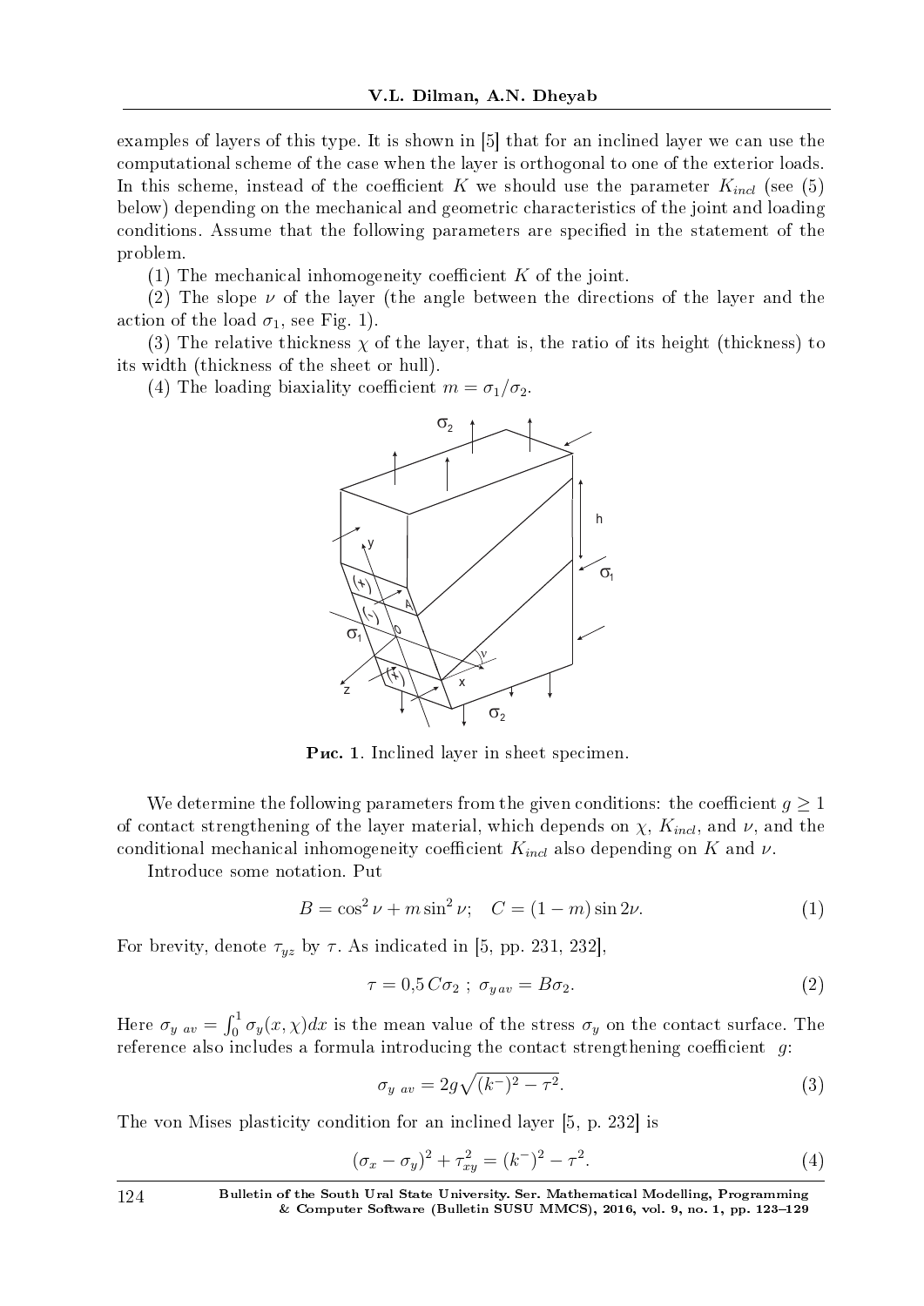examples of layers of this type. It is shown in [5] that for an inclined layer we can use the computational scheme of the case when the layer is orthogonal to one of the exterior loads. In this scheme, instead of the coefficient $K$ we should use the parameter $K_{incl}$ (see (5) below) depending on the mechanical and geometric characteristics of the joint and loading conditions. Assume that the following parameters are specified in the statement of the problem.

(1) The mechanical inhomogeneity coefficient $K$ of the joint.

(2) The slope $\nu$ of the layer (the angle between the directions of the layer and the action of the load $\sigma_1$, see Fig. 1).

(3) The relative thickness $\chi$ of the layer, that is, the ratio of its height (thickness) to its width (thickness of the sheet or hull).

(4) The loading biaxiality coefficient $m = \sigma_1/\sigma_2$.

**Рис. 1**. Inclined layer in sheet specimen.

We determine the following parameters from the given conditions: the coefficient $g \geq 1$ of contact strengthening of the layer material, which depends on $\chi$, $K_{incl}$, and $\nu$, and the conditional mechanical inhomogeneity coefficient $K_{incl}$ also depending on $K$ and $\nu$.

Introduce some notation. Put

$$B = \cos^2 \nu + m \sin^2 \nu; \quad C = (1 - m) \sin 2\nu. \tag{1}$$

For brevity, denote $\tau_{yz}$ by $\tau$. As indicated in [5, pp. 231, 232],

$$\tau = 0{,}5\, C\sigma_2\ ;\ \sigma_{y\,av} = B\sigma_2. \tag{2}$$

Here $\sigma_{y\ av} = \int_0^1 \sigma_y(x, \chi)dx$ is the mean value of the stress $\sigma_y$ on the contact surface. The reference also includes a formula introducing the contact strengthening coefficient $g$:

$$\sigma_{y\ av} = 2g\sqrt{(k^-)^2 - \tau^2}. \tag{3}$$

The von Mises plasticity condition for an inclined layer [5, p. 232] is

$$(\sigma_x - \sigma_y)^2 + \tau_{xy}^2 = (k^-)^2 - \tau^2. \tag{4}$$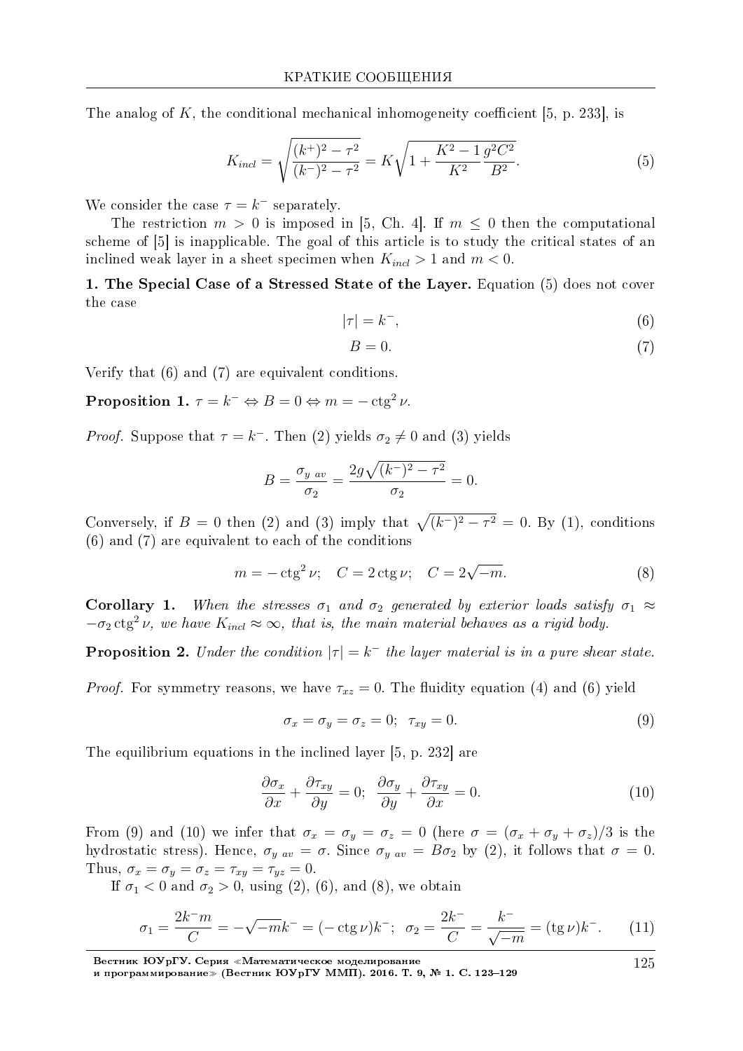The analog of $K$, the conditional mechanical inhomogeneity coefficient [5, p. 233], is

$$K_{incl} = \sqrt{\frac{(k^+)^2 - \tau^2}{(k^-)^2 - \tau^2}} = K\sqrt{1 + \frac{K^2 - 1}{K^2}\frac{g^2 C^2}{B^2}}. \tag{5}$$

We consider the case $\tau = k^-$ separately.

The restriction $m > 0$ is imposed in [5, Ch. 4]. If $m \leq 0$ then the computational scheme of [5] is inapplicable. The goal of this article is to study the critical states of an inclined weak layer in a sheet specimen when $K_{incl} > 1$ and $m < 0$.

**1. The Special Case of a Stressed State of the Layer.** Equation (5) does not cover the case

$$|\tau| = k^-, \tag{6}$$

$$B = 0. \tag{7}$$

Verify that (6) and (7) are equivalent conditions.

**Proposition 1.** $\tau = k^- \Leftrightarrow B = 0 \Leftrightarrow m = -\operatorname{ctg}^2 \nu$.

*Proof.* Suppose that $\tau = k^-$. Then (2) yields $\sigma_2 \neq 0$ and (3) yields

$$B = \frac{\sigma_{y\ av}}{\sigma_2} = \frac{2g\sqrt{(k^-)^2 - \tau^2}}{\sigma_2} = 0.$$

Conversely, if $B = 0$ then (2) and (3) imply that $\sqrt{(k^-)^2 - \tau^2} = 0$. By (1), conditions (6) and (7) are equivalent to each of the conditions

$$m = -\operatorname{ctg}^2 \nu; \quad C = 2\operatorname{ctg} \nu; \quad C = 2\sqrt{-m}. \tag{8}$$

**Corollary 1.** *When the stresses $\sigma_1$ and $\sigma_2$ generated by exterior loads satisfy $\sigma_1 \approx -\sigma_2 \operatorname{ctg}^2 \nu$, we have $K_{incl} \approx \infty$, that is, the main material behaves as a rigid body.*

**Proposition 2.** *Under the condition $|\tau| = k^-$ the layer material is in a pure shear state.*

*Proof.* For symmetry reasons, we have $\tau_{xz} = 0$. The fluidity equation (4) and (6) yield

$$\sigma_x = \sigma_y = \sigma_z = 0; \ \ \tau_{xy} = 0. \tag{9}$$

The equilibrium equations in the inclined layer [5, p. 232] are

$$\frac{\partial \sigma_x}{\partial x} + \frac{\partial \tau_{xy}}{\partial y} = 0; \ \ \frac{\partial \sigma_y}{\partial y} + \frac{\partial \tau_{xy}}{\partial x} = 0. \tag{10}$$

From (9) and (10) we infer that $\sigma_x = \sigma_y = \sigma_z = 0$ (here $\sigma = (\sigma_x + \sigma_y + \sigma_z)/3$ is the hydrostatic stress). Hence, $\sigma_{y\ av} = \sigma$. Since $\sigma_{y\ av} = B\sigma_2$ by (2), it follows that $\sigma = 0$. Thus, $\sigma_x = \sigma_y = \sigma_z = \tau_{xy} = \tau_{yz} = 0$.

If $\sigma_1 < 0$ and $\sigma_2 > 0$, using (2), (6), and (8), we obtain

$$\sigma_1 = \frac{2k^- m}{C} = -\sqrt{-m}k^- = (-\operatorname{ctg} \nu)k^-; \ \ \sigma_2 = \frac{2k^-}{C} = \frac{k^-}{\sqrt{-m}} = (\operatorname{tg} \nu)k^-. \tag{11}$$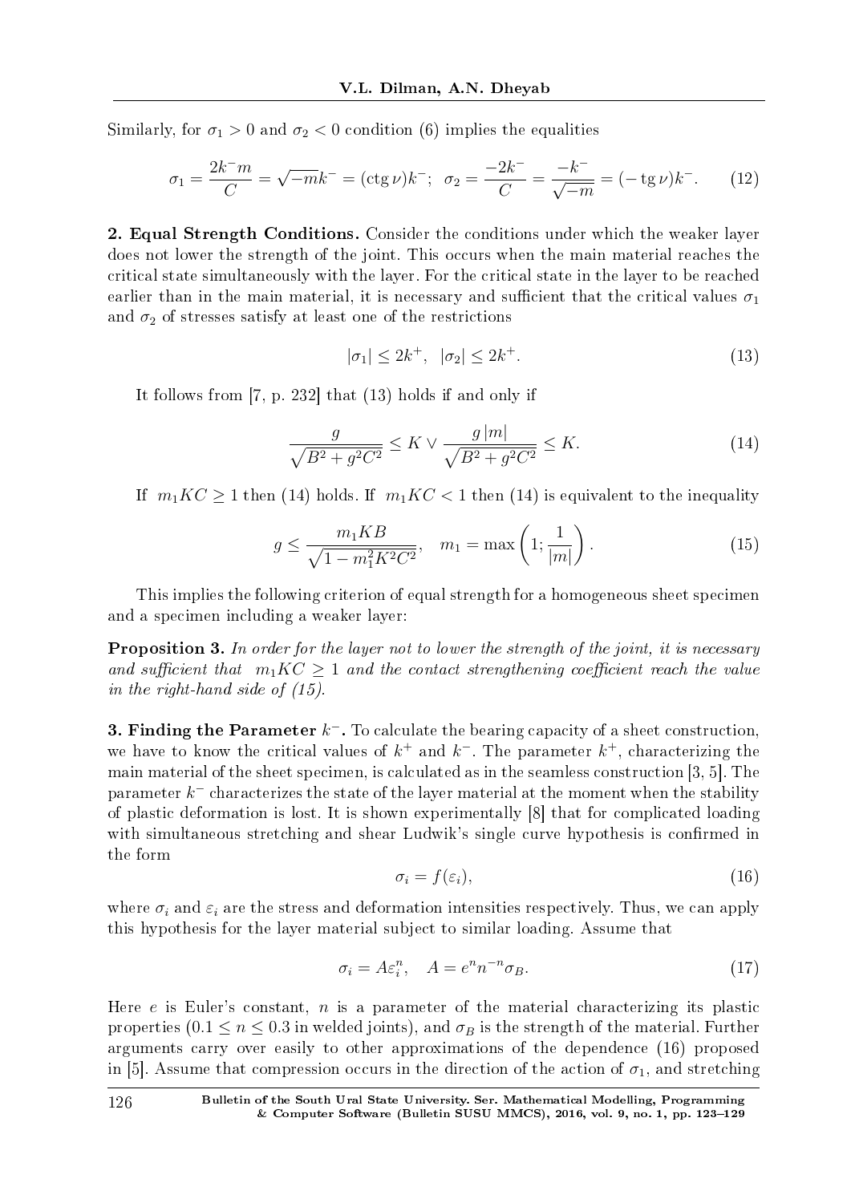Similarly, for $\sigma_1 > 0$ and $\sigma_2 < 0$ condition (6) implies the equalities

$$\sigma_1 = \frac{2k^- m}{C} = \sqrt{-m}k^- = (\operatorname{ctg}\nu)k^-; \quad \sigma_2 = \frac{-2k^-}{C} = \frac{-k^-}{\sqrt{-m}} = (-\operatorname{tg}\nu)k^-. \tag{12}$$

**2. Equal Strength Conditions.** Consider the conditions under which the weaker layer does not lower the strength of the joint. This occurs when the main material reaches the critical state simultaneously with the layer. For the critical state in the layer to be reached earlier than in the main material, it is necessary and sufficient that the critical values $\sigma_1$ and $\sigma_2$ of stresses satisfy at least one of the restrictions

$$|\sigma_1| \leq 2k^+, \quad |\sigma_2| \leq 2k^+. \tag{13}$$

It follows from [7, p. 232] that (13) holds if and only if

$$\frac{g}{\sqrt{B^2 + g^2 C^2}} \leq K \vee \frac{g\,|m|}{\sqrt{B^2 + g^2 C^2}} \leq K. \tag{14}$$

If $m_1 KC \geq 1$ then (14) holds. If $m_1 KC < 1$ then (14) is equivalent to the inequality

$$g \leq \frac{m_1 KB}{\sqrt{1 - m_1^2 K^2 C^2}}, \quad m_1 = \max\left(1; \frac{1}{|m|}\right). \tag{15}$$

This implies the following criterion of equal strength for a homogeneous sheet specimen and a specimen including a weaker layer:

**Proposition 3.** *In order for the layer not to lower the strength of the joint, it is necessary and sufficient that* $m_1 KC \geq 1$ *and the contact strengthening coefficient reach the value in the right-hand side of (15).*

**3. Finding the Parameter $k^-$.** To calculate the bearing capacity of a sheet construction, we have to know the critical values of $k^+$ and $k^-$. The parameter $k^+$, characterizing the main material of the sheet specimen, is calculated as in the seamless construction [3, 5]. The parameter $k^-$ characterizes the state of the layer material at the moment when the stability of plastic deformation is lost. It is shown experimentally [8] that for complicated loading with simultaneous stretching and shear Ludwik's single curve hypothesis is confirmed in the form

$$\sigma_i = f(\varepsilon_i), \tag{16}$$

where $\sigma_i$ and $\varepsilon_i$ are the stress and deformation intensities respectively. Thus, we can apply this hypothesis for the layer material subject to similar loading. Assume that

$$\sigma_i = A\varepsilon_i^n, \quad A = e^n n^{-n} \sigma_B. \tag{17}$$

Here $e$ is Euler's constant, $n$ is a parameter of the material characterizing its plastic properties ($0.1 \leq n \leq 0.3$ in welded joints), and $\sigma_B$ is the strength of the material. Further arguments carry over easily to other approximations of the dependence (16) proposed in [5]. Assume that compression occurs in the direction of the action of $\sigma_1$, and stretching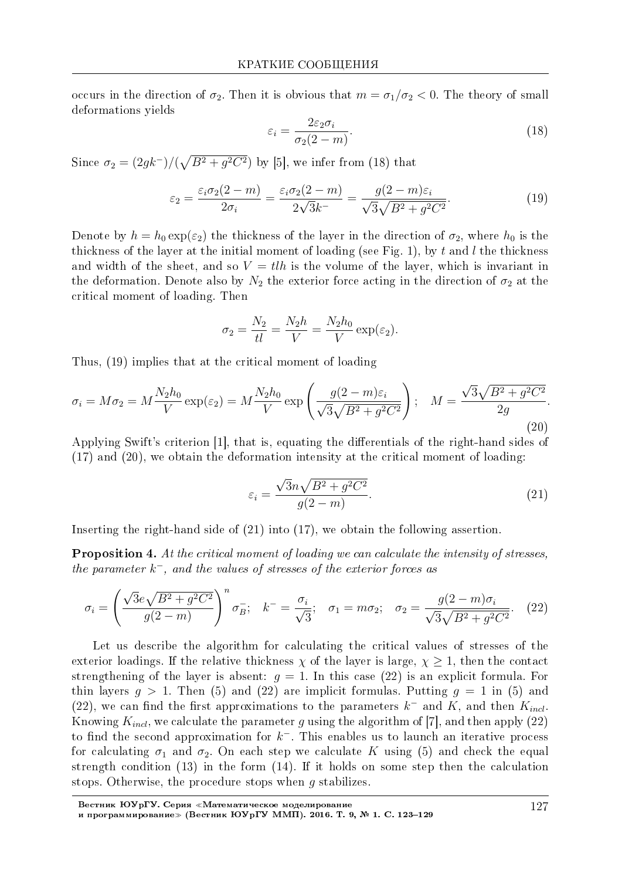occurs in the direction of $\sigma_2$. Then it is obvious that $m = \sigma_1/\sigma_2 < 0$. The theory of small deformations yields

$$\varepsilon_i = \frac{2\varepsilon_2\sigma_i}{\sigma_2(2-m)}. \tag{18}$$

Since $\sigma_2 = (2gk^-)/(\sqrt{B^2+g^2C^2})$ by [5], we infer from (18) that

$$\varepsilon_2 = \frac{\varepsilon_i\sigma_2(2-m)}{2\sigma_i} = \frac{\varepsilon_i\sigma_2(2-m)}{2\sqrt{3}k^-} = \frac{g(2-m)\varepsilon_i}{\sqrt{3}\sqrt{B^2+g^2C^2}}. \tag{19}$$

Denote by $h = h_0\exp(\varepsilon_2)$ the thickness of the layer in the direction of $\sigma_2$, where $h_0$ is the thickness of the layer at the initial moment of loading (see Fig. 1), by $t$ and $l$ the thickness and width of the sheet, and so $V = tlh$ is the volume of the layer, which is invariant in the deformation. Denote also by $N_2$ the exterior force acting in the direction of $\sigma_2$ at the critical moment of loading. Then

$$\sigma_2 = \frac{N_2}{tl} = \frac{N_2h}{V} = \frac{N_2h_0}{V}\exp(\varepsilon_2).$$

Thus, (19) implies that at the critical moment of loading

$$\sigma_i = M\sigma_2 = M\frac{N_2h_0}{V}\exp(\varepsilon_2) = M\frac{N_2h_0}{V}\exp\left(\frac{g(2-m)\varepsilon_i}{\sqrt{3}\sqrt{B^2+g^2C^2}}\right); \quad M = \frac{\sqrt{3}\sqrt{B^2+g^2C^2}}{2g}. \tag{20}$$

Applying Swift's criterion [1], that is, equating the differentials of the right-hand sides of (17) and (20), we obtain the deformation intensity at the critical moment of loading:

$$\varepsilon_i = \frac{\sqrt{3}n\sqrt{B^2+g^2C^2}}{g(2-m)}. \tag{21}$$

Inserting the right-hand side of (21) into (17), we obtain the following assertion.

**Proposition 4.** *At the critical moment of loading we can calculate the intensity of stresses, the parameter $k^-$, and the values of stresses of the exterior forces as*

$$\sigma_i = \left(\frac{\sqrt{3}e\sqrt{B^2+g^2C^2}}{g(2-m)}\right)^n\sigma_B^-; \quad k^- = \frac{\sigma_i}{\sqrt{3}}; \quad \sigma_1 = m\sigma_2; \quad \sigma_2 = \frac{g(2-m)\sigma_i}{\sqrt{3}\sqrt{B^2+g^2C^2}}. \tag{22}$$

Let us describe the algorithm for calculating the critical values of stresses of the exterior loadings. If the relative thickness $\chi$ of the layer is large, $\chi \geq 1$, then the contact strengthening of the layer is absent: $g = 1$. In this case (22) is an explicit formula. For thin layers $g > 1$. Then (5) and (22) are implicit formulas. Putting $g = 1$ in (5) and (22), we can find the first approximations to the parameters $k^-$ and $K$, and then $K_{incl}$. Knowing $K_{incl}$, we calculate the parameter $g$ using the algorithm of [7], and then apply (22) to find the second approximation for $k^-$. This enables us to launch an iterative process for calculating $\sigma_1$ and $\sigma_2$. On each step we calculate $K$ using (5) and check the equal strength condition (13) in the form (14). If it holds on some step then the calculation stops. Otherwise, the procedure stops when $g$ stabilizes.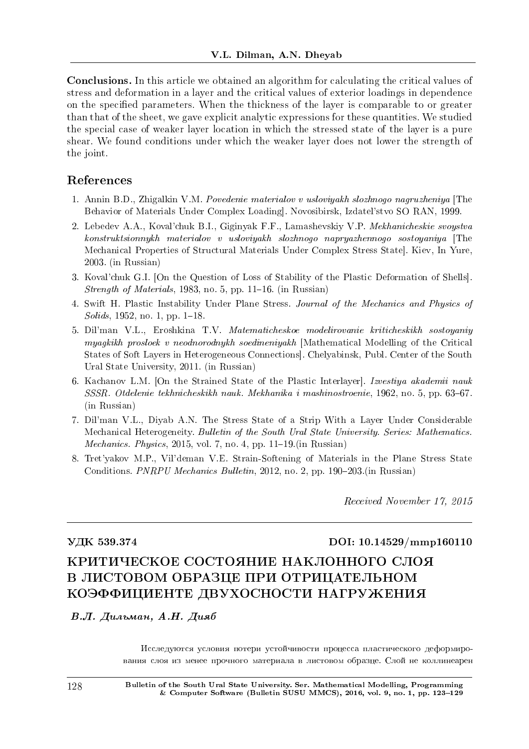**Conclusions.** In this article we obtained an algorithm for calculating the critical values of stress and deformation in a layer and the critical values of exterior loadings in dependence on the specified parameters. When the thickness of the layer is comparable to or greater than that of the sheet, we gave explicit analytic expressions for these quantities. We studied the special case of weaker layer location in which the stressed state of the layer is a pure shear. We found conditions under which the weaker layer does not lower the strength of the joint.

## References

1. Annin B.D., Zhigalkin V.M. *Povedenie materialov v usloviyakh slozhnogo nagruzheniya* [The Behavior of Materials Under Complex Loading]. Novosibirsk, Izdatel'stvo SO RAN, 1999.
2. Lebedev A.A., Koval'chuk B.I., Giginyak F.F., Lamashevskiy V.P. *Mekhanicheskie svoystva konstruktsionnykh materialov v usloviyakh slozhnogo napryazhennogo sostoyaniya* [The Mechanical Properties of Structural Materials Under Complex Stress State]. Kiev, In Yure, 2003. (in Russian)
3. Koval'chuk G.I. [On the Question of Loss of Stability of the Plastic Deformation of Shells]. *Strength of Materials*, 1983, no. 5, pp. 11–16. (in Russian)
4. Swift H. Plastic Instability Under Plane Stress. *Journal of the Mechanics and Physics of Solids*, 1952, no. 1, pp. 1–18.
5. Dil'man V.L., Eroshkina T.V. *Matematicheskoe modelirovanie kriticheskikh sostoyaniy myagkikh prosloek v neodnorodnykh soedineniyakh* [Mathematical Modelling of the Critical States of Soft Layers in Heterogeneous Connections]. Chelyabinsk, Publ. Center of the South Ural State University, 2011. (in Russian)
6. Kachanov L.M. [On the Strained State of the Plastic Interlayer]. *Izvestiya akademii nauk SSSR. Otdelenie tekhnicheskikh nauk. Mekhanika i mashinostroenie*, 1962, no. 5, pp. 63–67. (in Russian)
7. Dil'man V.L., Diyab A.N. The Stress State of a Strip With a Layer Under Considerable Mechanical Heterogeneity. *Bulletin of the South Ural State University. Series: Mathematics. Mechanics. Physics*, 2015, vol. 7, no. 4, pp. 11–19.(in Russian)
8. Tret'yakov M.P., Vil'deman V.E. Strain-Softening of Materials in the Plane Stress State Conditions. *PNRPU Mechanics Bulletin*, 2012, no. 2, pp. 190–203.(in Russian)

*Received November 17, 2015*

---

**УДК 539.374** **DOI: 10.14529/mmp160110**

# КРИТИЧЕСКОЕ СОСТОЯНИЕ НАКЛОННОГО СЛОЯ В ЛИСТОВОМ ОБРАЗЦЕ ПРИ ОТРИЦАТЕЛЬНОМ КОЭФФИЦИЕНТЕ ДВУХОСНОСТИ НАГРУЖЕНИЯ

***В.Л. Дильман, А.Н. Дияб***

Исследуются условия потери устойчивости процесса пластического деформирования слоя из менее прочного материала в листовом образце. Слой не коллинеарен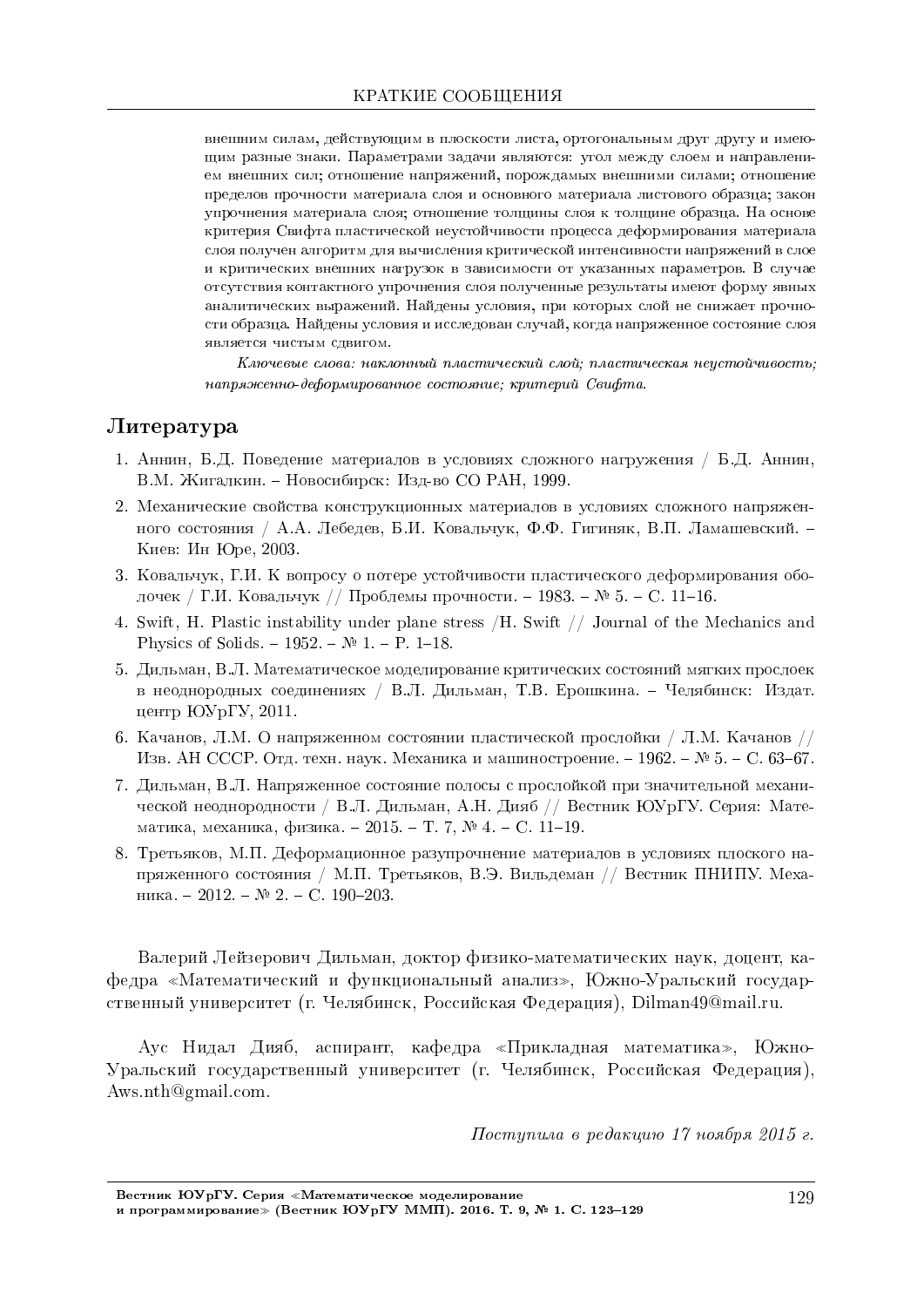внешним силам, действующим в плоскости листа, ортогональным друг другу и имеющим разные знаки. Параметрами задачи являются: угол между слоем и направлением внешних сил; отношение напряжений, порождамых внешними силами; отношение пределов прочности материала слоя и основного материала листового образца; закон упрочнения материала слоя; отношение толщины слоя к толщине образца. На основе критерия Свифта пластической неустойчивости процесса деформирования материала слоя получен алгоритм для вычисления критической интенсивности напряжений в слое и критических внешних нагрузок в зависимости от указанных параметров. В случае отсутствия контактного упрочнения слоя полученные результаты имеют форму явных аналитических выражений. Найдены условия, при которых слой не снижает прочности образца. Найдены условия и исследован случай, когда напряженное состояние слоя является чистым сдвигом.

*Ключевые слова: наклонный пластический слой; пластическая неустойчивость; напряженно-деформированное состояние; критерий Свифта.*

## Литература

1. Аннин, Б.Д. Поведение материалов в условиях сложного нагружения / Б.Д. Аннин, В.М. Жигалкин. – Новосибирск: Изд-во СО РАН, 1999.
2. Механические свойства конструкционных материалов в условиях сложного напряженного состояния / А.А. Лебедев, Б.И. Ковальчук, Ф.Ф. Гигиняк, В.П. Ламашевский. – Киев: Ин Юре, 2003.
3. Ковальчук, Г.И. К вопросу о потере устойчивости пластического деформирования оболочек / Г.И. Ковальчук // Проблемы прочности. – 1983. – № 5. – С. 11–16.
4. Swift, H. Plastic instability under plane stress /H. Swift // Journal of the Mechanics and Physics of Solids. – 1952. – № 1. – P. 1–18.
5. Дильман, В.Л. Математическое моделирование критических состояний мягких прослоек в неоднородных соединениях / В.Л. Дильман, Т.В. Ерошкина. – Челябинск: Издат. центр ЮУрГУ, 2011.
6. Качанов, Л.М. О напряженном состоянии пластической прослойки / Л.М. Качанов // Изв. АН СССР. Отд. техн. наук. Механика и машиностроение. – 1962. – № 5. – С. 63–67.
7. Дильман, В.Л. Напряженное состояние полосы с прослойкой при значительной механической неоднородности / В.Л. Дильман, А.Н. Дияб // Вестник ЮУрГУ. Серия: Математика, механика, физика. – 2015. – Т. 7, № 4. – С. 11–19.
8. Третьяков, М.П. Деформационное разупрочнение материалов в условиях плоского напряженного состояния / М.П. Третьяков, В.Э. Вильдеман // Вестник ПНИПУ. Механика. – 2012. – № 2. – С. 190–203.

Валерий Лейзерович Дильман, доктор физико-математических наук, доцент, кафедра «Математический и функциональный анализ», Южно-Уральский государственный университет (г. Челябинск, Российская Федерация), Dilman49@mail.ru.

Аус Нидал Дияб, аспирант, кафедра «Прикладная математика», Южно-Уральский государственный университет (г. Челябинск, Российская Федерация), Aws.nth@gmail.com.

*Поступила в редакцию 17 ноября 2015 г.*